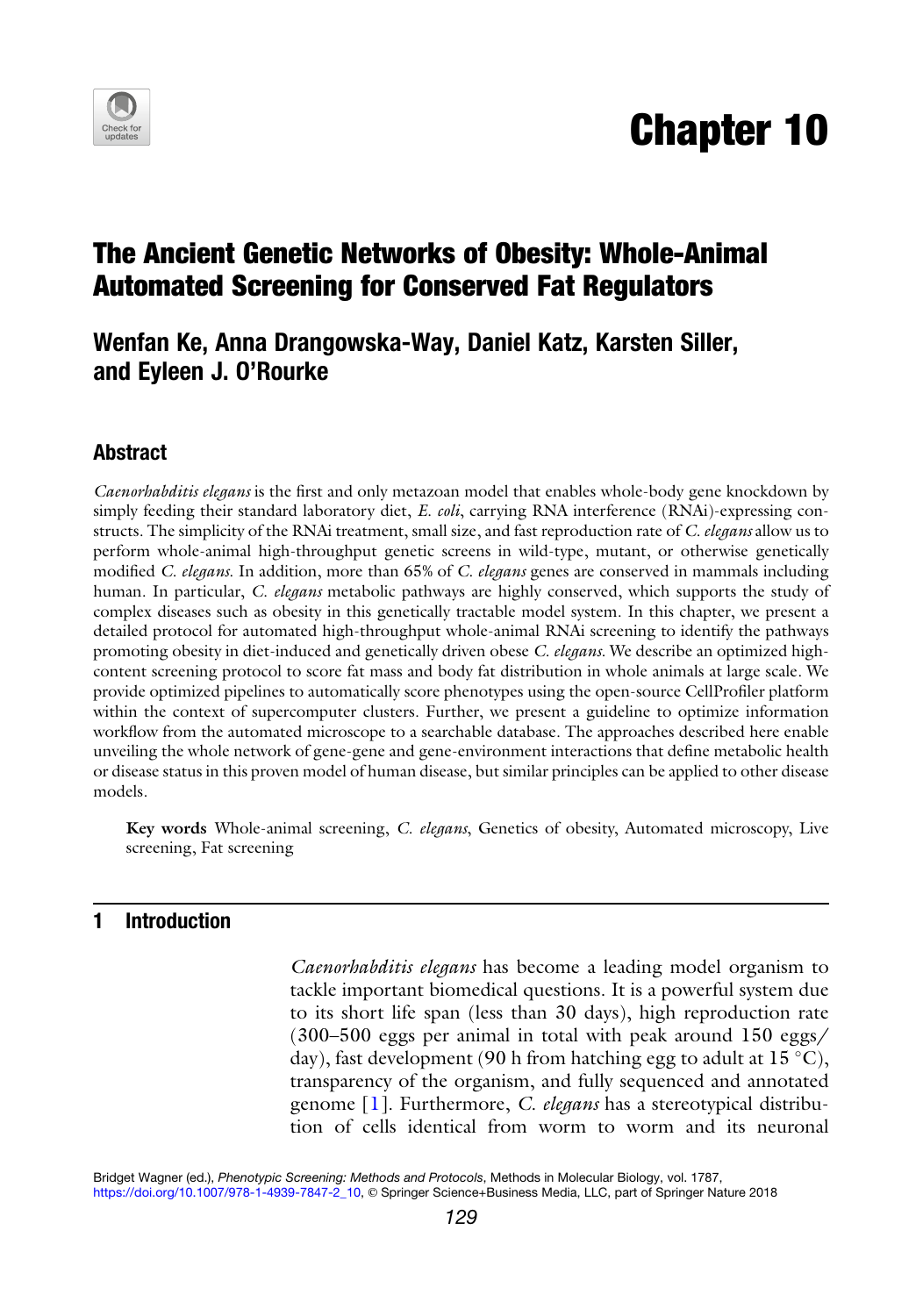# Chapter 10

## The Ancient Genetic Networks of Obesity: Whole-Animal Automated Screening for Conserved Fat Regulators

### Wenfan Ke, Anna Drangowska-Way, Daniel Katz, Karsten Siller, and Eyleen J. O'Rourke

### Abstract

*Caenorhabditis elegans* is the first and only metazoan model that enables whole-body gene knockdown by simply feeding their standard laboratory diet, *E. coli*, carrying RNA interference (RNAi)-expressing constructs. The simplicity of the RNAi treatment, small size, and fast reproduction rate of *C. elegans* allow us to perform whole-animal high-throughput genetic screens in wild-type, mutant, or otherwise genetically modified *C. elegans*. In addition, more than 65% of *C. elegans* genes are conserved in mammals including human. In particular, *C. elegans* metabolic pathways are highly conserved, which supports the study of complex diseases such as obesity in this genetically tractable model system. In this chapter, we present a detailed protocol for automated high-throughput whole-animal RNAi screening to identify the pathways promoting obesity in diet-induced and genetically driven obese *C. elegans*. We describe an optimized high-content screening protocol to score fat mass and body fat distribution in whole animals at large scale. We provide optimized pipelines to automatically score phenotypes using the open-source CellProfiler platform within the context of supercomputer clusters. Further, we present a guideline to optimize information workflow from the automated microscope to a searchable database. The approaches described here enable unveiling the whole network of gene-gene and gene-environment interactions that define metabolic health or disease status in this proven model of human disease, but similar principles can be applied to other disease models.

**Key words** Whole-animal screening, *C. elegans*, Genetics of obesity, Automated microscopy, Live screening, Fat screening

## 1 Introduction

*Caenorhabditis elegans* has become a leading model organism to tackle important biomedical questions. It is a powerful system due to its short life span (less than 30 days), high reproduction rate (300–500 eggs per animal in total with peak around 150 eggs/day), fast development (90 h from hatching egg to adult at 15 °C), transparency of the organism, and fully sequenced and annotated genome [1]. Furthermore, *C. elegans* has a stereotypical distribution of cells identical from worm to worm and its neuronal

Bridget Wagner (ed.), *Phenotypic Screening: Methods and Protocols*, Methods in Molecular Biology, vol. 1787, https://doi.org/10.1007/978-1-4939-7847-2_10, © Springer Science+Business Media, LLC, part of Springer Nature 2018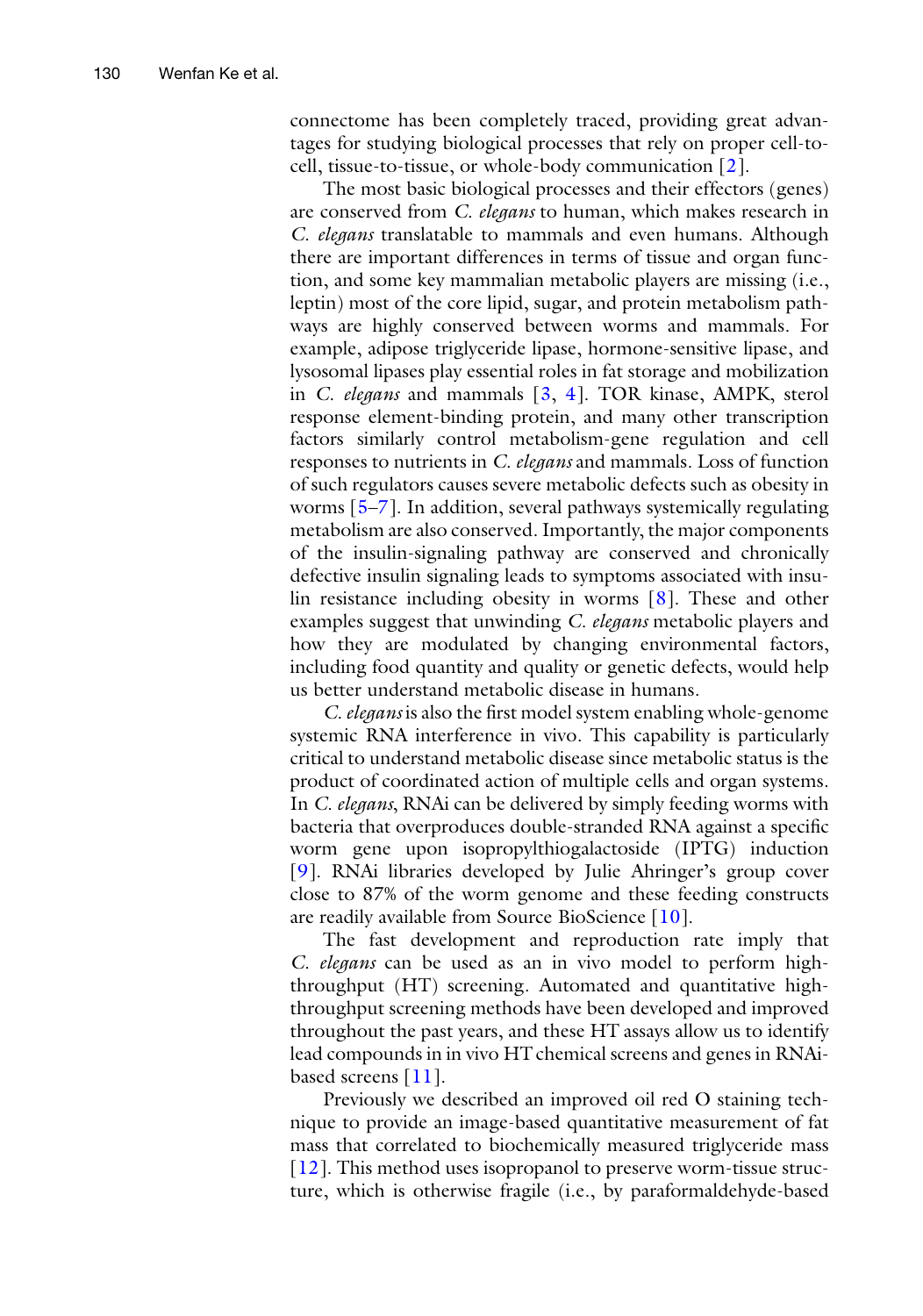connectome has been completely traced, providing great advantages for studying biological processes that rely on proper cell-to-cell, tissue-to-tissue, or whole-body communication [2].

The most basic biological processes and their effectors (genes) are conserved from *C. elegans* to human, which makes research in *C. elegans* translatable to mammals and even humans. Although there are important differences in terms of tissue and organ function, and some key mammalian metabolic players are missing (i.e., leptin) most of the core lipid, sugar, and protein metabolism pathways are highly conserved between worms and mammals. For example, adipose triglyceride lipase, hormone-sensitive lipase, and lysosomal lipases play essential roles in fat storage and mobilization in *C. elegans* and mammals [3, 4]. TOR kinase, AMPK, sterol response element-binding protein, and many other transcription factors similarly control metabolism-gene regulation and cell responses to nutrients in *C. elegans* and mammals. Loss of function of such regulators causes severe metabolic defects such as obesity in worms [5–7]. In addition, several pathways systemically regulating metabolism are also conserved. Importantly, the major components of the insulin-signaling pathway are conserved and chronically defective insulin signaling leads to symptoms associated with insulin resistance including obesity in worms [8]. These and other examples suggest that unwinding *C. elegans* metabolic players and how they are modulated by changing environmental factors, including food quantity and quality or genetic defects, would help us better understand metabolic disease in humans.

*C. elegans* is also the first model system enabling whole-genome systemic RNA interference in vivo. This capability is particularly critical to understand metabolic disease since metabolic status is the product of coordinated action of multiple cells and organ systems. In *C. elegans*, RNAi can be delivered by simply feeding worms with bacteria that overproduces double-stranded RNA against a specific worm gene upon isopropylthiogalactoside (IPTG) induction [9]. RNAi libraries developed by Julie Ahringer's group cover close to 87% of the worm genome and these feeding constructs are readily available from Source BioScience [10].

The fast development and reproduction rate imply that *C. elegans* can be used as an in vivo model to perform high-throughput (HT) screening. Automated and quantitative high-throughput screening methods have been developed and improved throughout the past years, and these HT assays allow us to identify lead compounds in in vivo HT chemical screens and genes in RNAi-based screens [11].

Previously we described an improved oil red O staining technique to provide an image-based quantitative measurement of fat mass that correlated to biochemically measured triglyceride mass [12]. This method uses isopropanol to preserve worm-tissue structure, which is otherwise fragile (i.e., by paraformaldehyde-based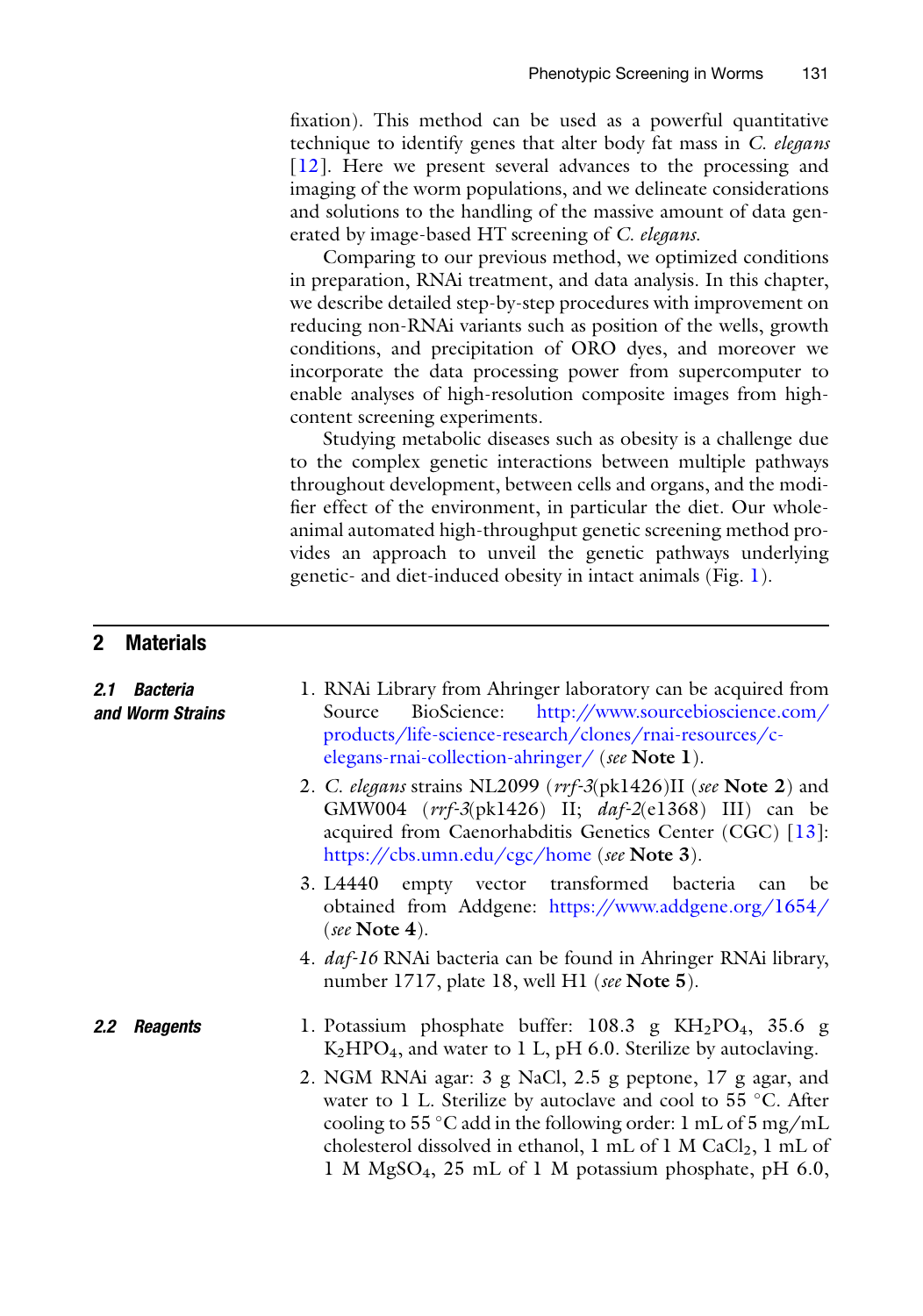fixation). This method can be used as a powerful quantitative technique to identify genes that alter body fat mass in *C. elegans* [12]. Here we present several advances to the processing and imaging of the worm populations, and we delineate considerations and solutions to the handling of the massive amount of data generated by image-based HT screening of *C. elegans*.

Comparing to our previous method, we optimized conditions in preparation, RNAi treatment, and data analysis. In this chapter, we describe detailed step-by-step procedures with improvement on reducing non-RNAi variants such as position of the wells, growth conditions, and precipitation of ORO dyes, and moreover we incorporate the data processing power from supercomputer to enable analyses of high-resolution composite images from high-content screening experiments.

Studying metabolic diseases such as obesity is a challenge due to the complex genetic interactions between multiple pathways throughout development, between cells and organs, and the modifier effect of the environment, in particular the diet. Our whole-animal automated high-throughput genetic screening method provides an approach to unveil the genetic pathways underlying genetic- and diet-induced obesity in intact animals (Fig. 1).

## 2 Materials

### 2.1 Bacteria and Worm Strains

1. RNAi Library from Ahringer laboratory can be acquired from Source BioScience: http://www.sourcebioscience.com/products/life-science-research/clones/rnai-resources/c-elegans-rnai-collection-ahringer/ (*see* **Note 1**).
2. *C. elegans* strains NL2099 (*rrf-3*(pk1426)II (*see* **Note 2**) and GMW004 (*rrf-3*(pk1426) II; *daf-2*(e1368) III) can be acquired from Caenorhabditis Genetics Center (CGC) [13]: https://cbs.umn.edu/cgc/home (*see* **Note 3**).
3. L4440 empty vector transformed bacteria can be obtained from Addgene: https://www.addgene.org/1654/ (*see* **Note 4**).
4. *daf-16* RNAi bacteria can be found in Ahringer RNAi library, number 1717, plate 18, well H1 (*see* **Note 5**).

### 2.2 Reagents

1. Potassium phosphate buffer: 108.3 g $KH_2PO_4$, 35.6 g $K_2HPO_4$, and water to 1 L, pH 6.0. Sterilize by autoclaving.
2. NGM RNAi agar: 3 g NaCl, 2.5 g peptone, 17 g agar, and water to 1 L. Sterilize by autoclave and cool to 55 °C. After cooling to 55 °C add in the following order: 1 mL of 5 mg/mL cholesterol dissolved in ethanol, 1 mL of 1 M $CaCl_2$, 1 mL of 1 M $MgSO_4$, 25 mL of 1 M potassium phosphate, pH 6.0,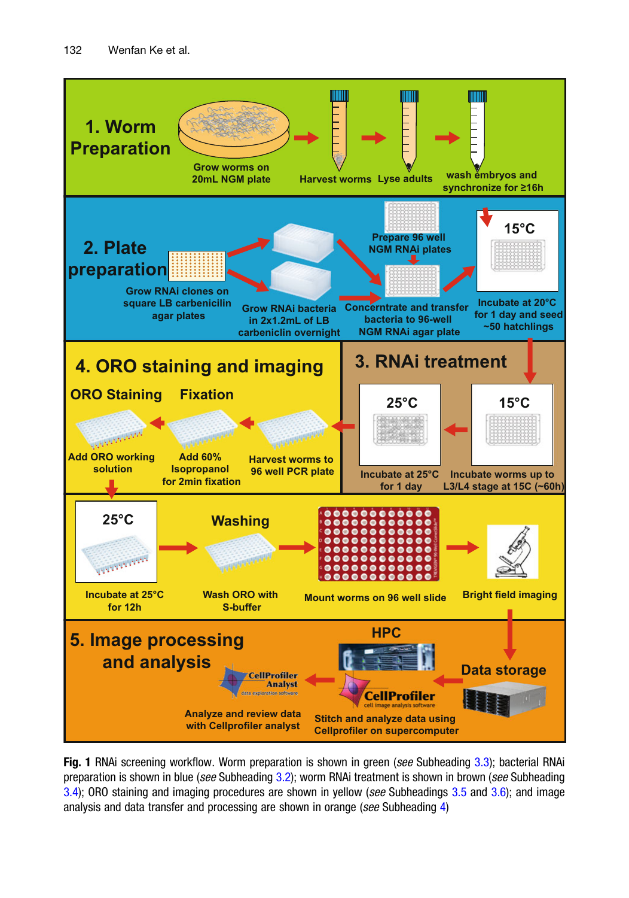**Fig. 1** RNAi screening workflow. Worm preparation is shown in green (*see* Subheading 3.3); bacterial RNAi preparation is shown in blue (*see* Subheading 3.2); worm RNAi treatment is shown in brown (*see* Subheading 3.4); ORO staining and imaging procedures are shown in yellow (*see* Subheadings 3.5 and 3.6); and image analysis and data transfer and processing are shown in orange (*see* Subheading 4)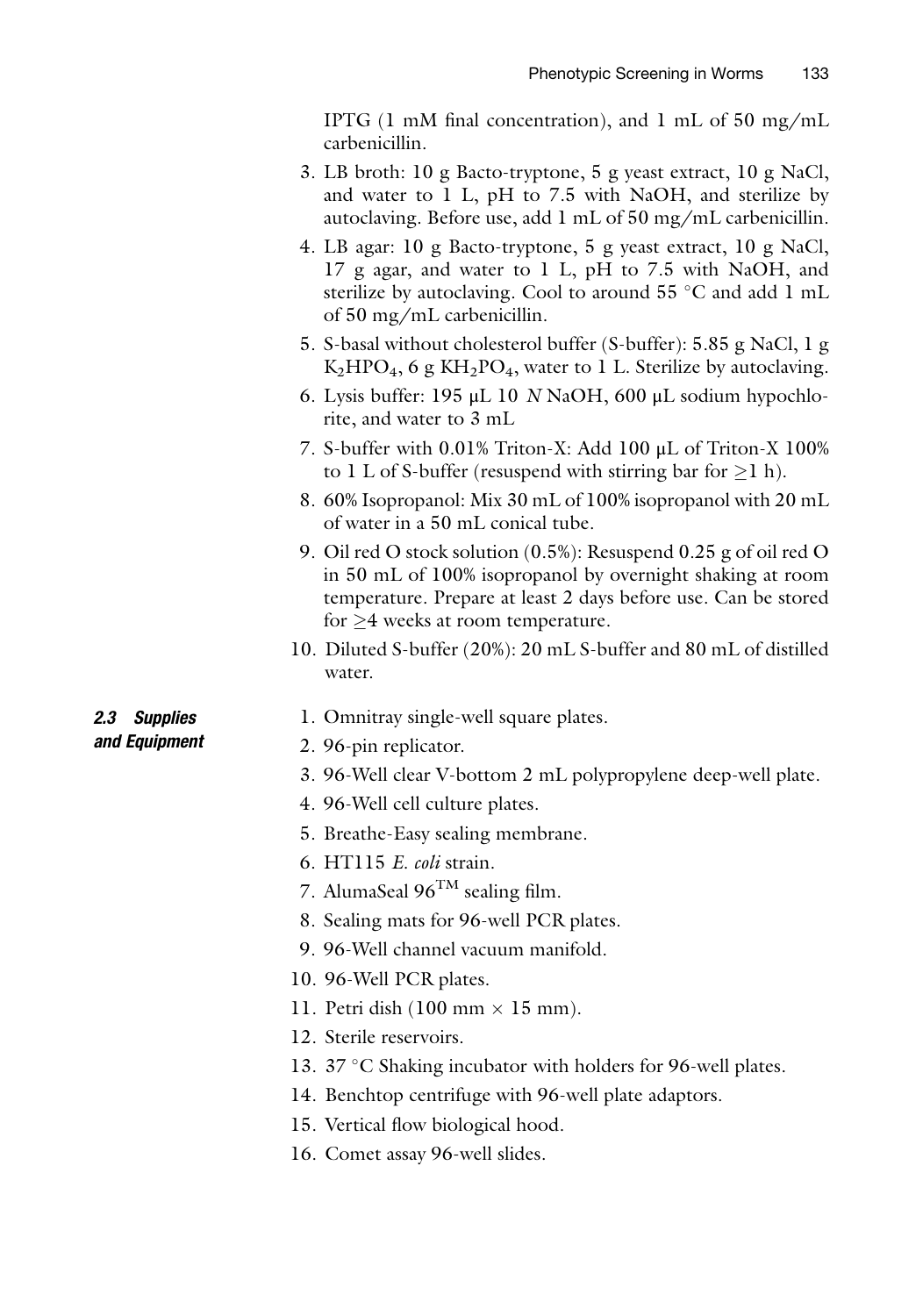IPTG (1 mM final concentration), and 1 mL of 50 mg/mL carbenicillin.

3. LB broth: 10 g Bacto-tryptone, 5 g yeast extract, 10 g NaCl, and water to 1 L, pH to 7.5 with NaOH, and sterilize by autoclaving. Before use, add 1 mL of 50 mg/mL carbenicillin.
4. LB agar: 10 g Bacto-tryptone, 5 g yeast extract, 10 g NaCl, 17 g agar, and water to 1 L, pH to 7.5 with NaOH, and sterilize by autoclaving. Cool to around 55 °C and add 1 mL of 50 mg/mL carbenicillin.
5. S-basal without cholesterol buffer (S-buffer): 5.85 g NaCl, 1 g $K_2HPO_4$, 6 g $KH_2PO_4$, water to 1 L. Sterilize by autoclaving.
6. Lysis buffer: 195 μL 10 *N* NaOH, 600 μL sodium hypochlorite, and water to 3 mL
7. S-buffer with 0.01% Triton-X: Add 100 μL of Triton-X 100% to 1 L of S-buffer (resuspend with stirring bar for $\geq$1 h).
8. 60% Isopropanol: Mix 30 mL of 100% isopropanol with 20 mL of water in a 50 mL conical tube.
9. Oil red O stock solution (0.5%): Resuspend 0.25 g of oil red O in 50 mL of 100% isopropanol by overnight shaking at room temperature. Prepare at least 2 days before use. Can be stored for $\geq$4 weeks at room temperature.
10. Diluted S-buffer (20%): 20 mL S-buffer and 80 mL of distilled water.

### 2.3 Supplies and Equipment

1. Omnitray single-well square plates.
2. 96-pin replicator.
3. 96-Well clear V-bottom 2 mL polypropylene deep-well plate.
4. 96-Well cell culture plates.
5. Breathe-Easy sealing membrane.
6. HT115 *E. coli* strain.
7. AlumaSeal 96™ sealing film.
8. Sealing mats for 96-well PCR plates.
9. 96-Well channel vacuum manifold.
10. 96-Well PCR plates.
11. Petri dish (100 mm × 15 mm).
12. Sterile reservoirs.
13. 37 °C Shaking incubator with holders for 96-well plates.
14. Benchtop centrifuge with 96-well plate adaptors.
15. Vertical flow biological hood.
16. Comet assay 96-well slides.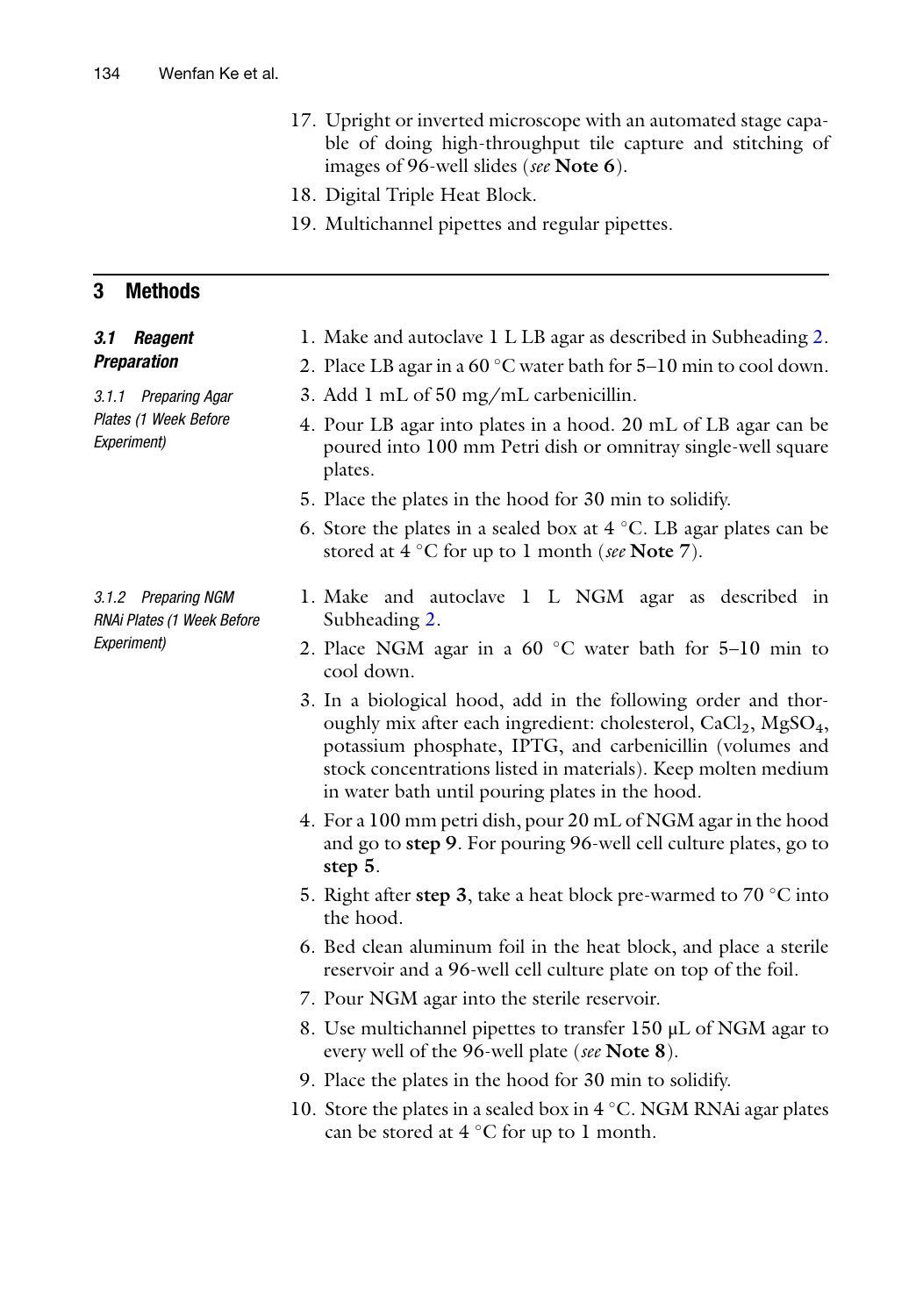17. Upright or inverted microscope with an automated stage capable of doing high-throughput tile capture and stitching of images of 96-well slides (*see* **Note 6**).
18. Digital Triple Heat Block.
19. Multichannel pipettes and regular pipettes.

## 3 Methods

### 3.1 Reagent Preparation

#### 3.1.1 Preparing Agar Plates (1 Week Before Experiment)

1. Make and autoclave 1 L LB agar as described in Subheading 2.
2. Place LB agar in a 60 °C water bath for 5–10 min to cool down.
3. Add 1 mL of 50 mg/mL carbenicillin.
4. Pour LB agar into plates in a hood. 20 mL of LB agar can be poured into 100 mm Petri dish or omnitray single-well square plates.
5. Place the plates in the hood for 30 min to solidify.
6. Store the plates in a sealed box at 4 °C. LB agar plates can be stored at 4 °C for up to 1 month (*see* **Note 7**).

#### 3.1.2 Preparing NGM RNAi Plates (1 Week Before Experiment)

1. Make and autoclave 1 L NGM agar as described in Subheading 2.
2. Place NGM agar in a 60 °C water bath for 5–10 min to cool down.
3. In a biological hood, add in the following order and thoroughly mix after each ingredient: cholesterol, $CaCl_2$, $MgSO_4$, potassium phosphate, IPTG, and carbenicillin (volumes and stock concentrations listed in materials). Keep molten medium in water bath until pouring plates in the hood.
4. For a 100 mm petri dish, pour 20 mL of NGM agar in the hood and go to **step 9**. For pouring 96-well cell culture plates, go to **step 5**.
5. Right after **step 3**, take a heat block pre-warmed to 70 °C into the hood.
6. Bed clean aluminum foil in the heat block, and place a sterile reservoir and a 96-well cell culture plate on top of the foil.
7. Pour NGM agar into the sterile reservoir.
8. Use multichannel pipettes to transfer 150 μL of NGM agar to every well of the 96-well plate (*see* **Note 8**).
9. Place the plates in the hood for 30 min to solidify.
10. Store the plates in a sealed box in 4 °C. NGM RNAi agar plates can be stored at 4 °C for up to 1 month.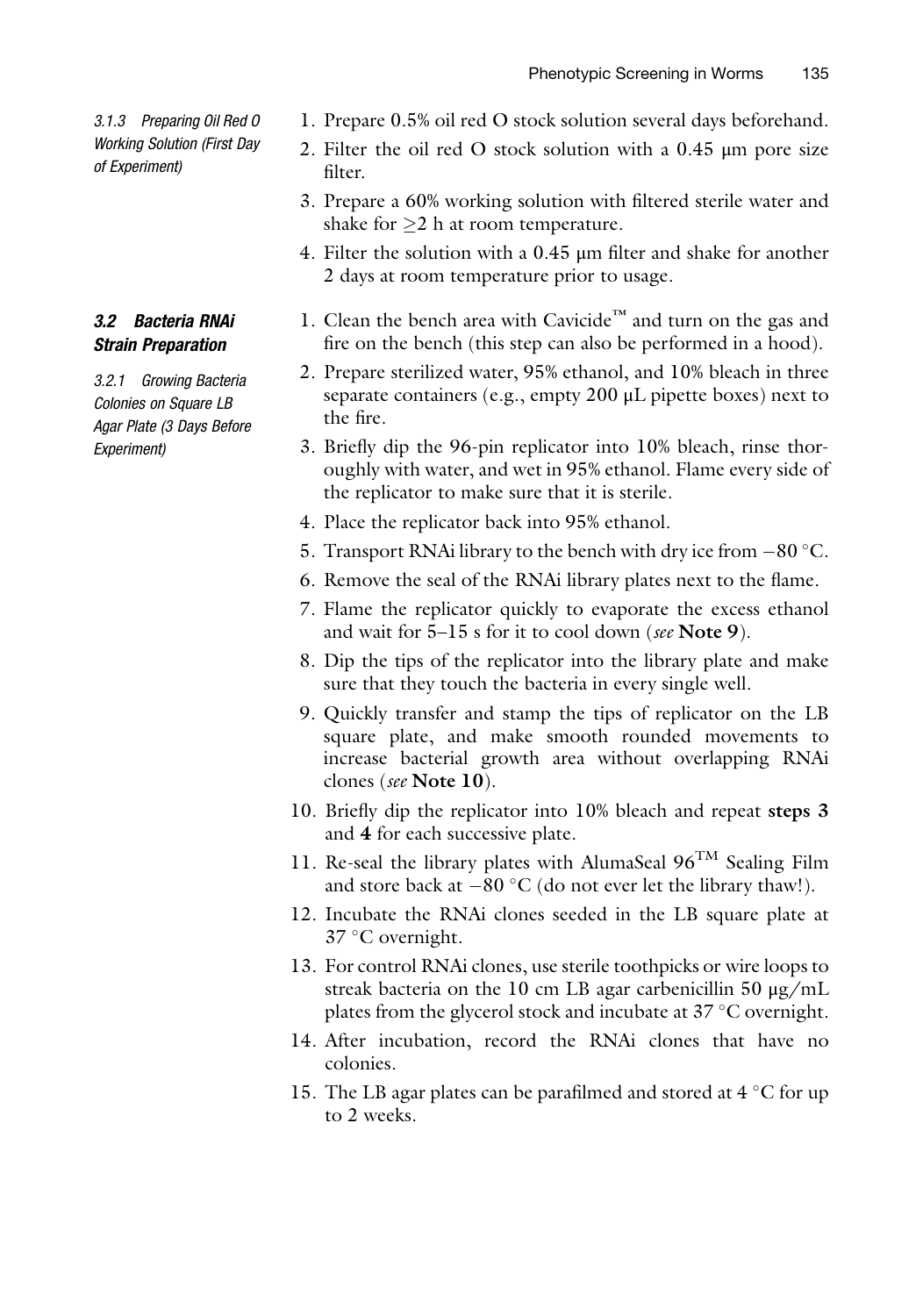#### 3.1.3 Preparing Oil Red O Working Solution (First Day of Experiment)

1. Prepare 0.5% oil red O stock solution several days beforehand.
2. Filter the oil red O stock solution with a 0.45 μm pore size filter.
3. Prepare a 60% working solution with filtered sterile water and shake for ≥2 h at room temperature.
4. Filter the solution with a 0.45 μm filter and shake for another 2 days at room temperature prior to usage.

### 3.2 Bacteria RNAi Strain Preparation

#### 3.2.1 Growing Bacteria Colonies on Square LB Agar Plate (3 Days Before Experiment)

1. Clean the bench area with Cavicide™ and turn on the gas and fire on the bench (this step can also be performed in a hood).
2. Prepare sterilized water, 95% ethanol, and 10% bleach in three separate containers (e.g., empty 200 μL pipette boxes) next to the fire.
3. Briefly dip the 96-pin replicator into 10% bleach, rinse thoroughly with water, and wet in 95% ethanol. Flame every side of the replicator to make sure that it is sterile.
4. Place the replicator back into 95% ethanol.
5. Transport RNAi library to the bench with dry ice from −80 °C.
6. Remove the seal of the RNAi library plates next to the flame.
7. Flame the replicator quickly to evaporate the excess ethanol and wait for 5–15 s for it to cool down (*see* **Note 9**).
8. Dip the tips of the replicator into the library plate and make sure that they touch the bacteria in every single well.
9. Quickly transfer and stamp the tips of replicator on the LB square plate, and make smooth rounded movements to increase bacterial growth area without overlapping RNAi clones (*see* **Note 10**).
10. Briefly dip the replicator into 10% bleach and repeat **steps 3** and **4** for each successive plate.
11. Re-seal the library plates with AlumaSeal 96™ Sealing Film and store back at −80 °C (do not ever let the library thaw!).
12. Incubate the RNAi clones seeded in the LB square plate at 37 °C overnight.
13. For control RNAi clones, use sterile toothpicks or wire loops to streak bacteria on the 10 cm LB agar carbenicillin 50 μg/mL plates from the glycerol stock and incubate at 37 °C overnight.
14. After incubation, record the RNAi clones that have no colonies.
15. The LB agar plates can be parafilmed and stored at 4 °C for up to 2 weeks.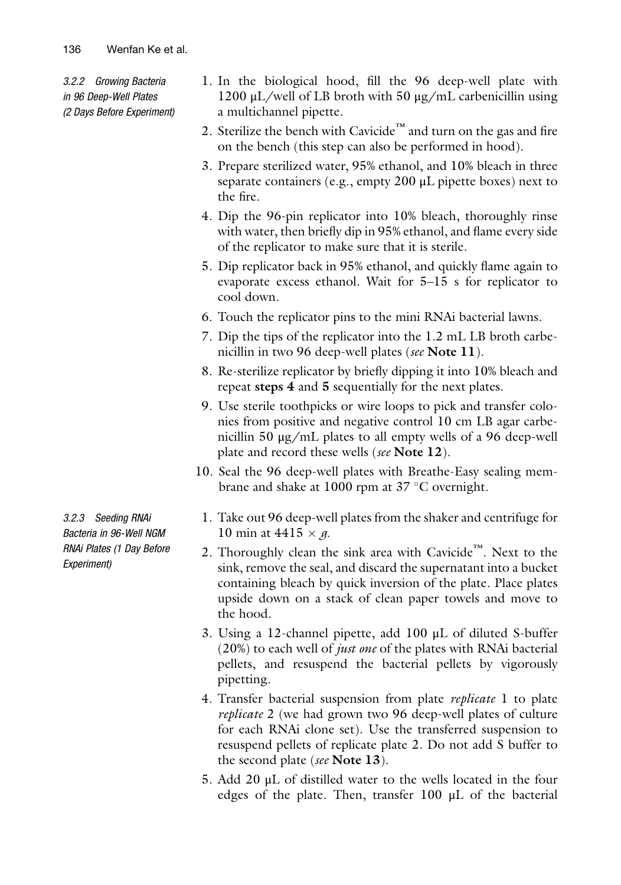#### 3.2.2 Growing Bacteria in 96 Deep-Well Plates (2 Days Before Experiment)

1. In the biological hood, fill the 96 deep-well plate with 1200 μL/well of LB broth with 50 μg/mL carbenicillin using a multichannel pipette.
2. Sterilize the bench with Cavicide™ and turn on the gas and fire on the bench (this step can also be performed in hood).
3. Prepare sterilized water, 95% ethanol, and 10% bleach in three separate containers (e.g., empty 200 μL pipette boxes) next to the fire.
4. Dip the 96-pin replicator into 10% bleach, thoroughly rinse with water, then briefly dip in 95% ethanol, and flame every side of the replicator to make sure that it is sterile.
5. Dip replicator back in 95% ethanol, and quickly flame again to evaporate excess ethanol. Wait for 5–15 s for replicator to cool down.
6. Touch the replicator pins to the mini RNAi bacterial lawns.
7. Dip the tips of the replicator into the 1.2 mL LB broth carbenicillin in two 96 deep-well plates (*see* **Note 11**).
8. Re-sterilize replicator by briefly dipping it into 10% bleach and repeat **steps 4** and **5** sequentially for the next plates.
9. Use sterile toothpicks or wire loops to pick and transfer colonies from positive and negative control 10 cm LB agar carbenicillin 50 μg/mL plates to all empty wells of a 96 deep-well plate and record these wells (*see* **Note 12**).
10. Seal the 96 deep-well plates with Breathe-Easy sealing membrane and shake at 1000 rpm at 37 °C overnight.

#### 3.2.3 Seeding RNAi Bacteria in 96-Well NGM RNAi Plates (1 Day Before Experiment)

1. Take out 96 deep-well plates from the shaker and centrifuge for 10 min at 4415 × *g*.
2. Thoroughly clean the sink area with Cavicide™. Next to the sink, remove the seal, and discard the supernatant into a bucket containing bleach by quick inversion of the plate. Place plates upside down on a stack of clean paper towels and move to the hood.
3. Using a 12-channel pipette, add 100 μL of diluted S-buffer (20%) to each well of *just one* of the plates with RNAi bacterial pellets, and resuspend the bacterial pellets by vigorously pipetting.
4. Transfer bacterial suspension from plate *replicate* 1 to plate *replicate* 2 (we had grown two 96 deep-well plates of culture for each RNAi clone set). Use the transferred suspension to resuspend pellets of replicate plate 2. Do not add S buffer to the second plate (*see* **Note 13**).
5. Add 20 μL of distilled water to the wells located in the four edges of the plate. Then, transfer 100 μL of the bacterial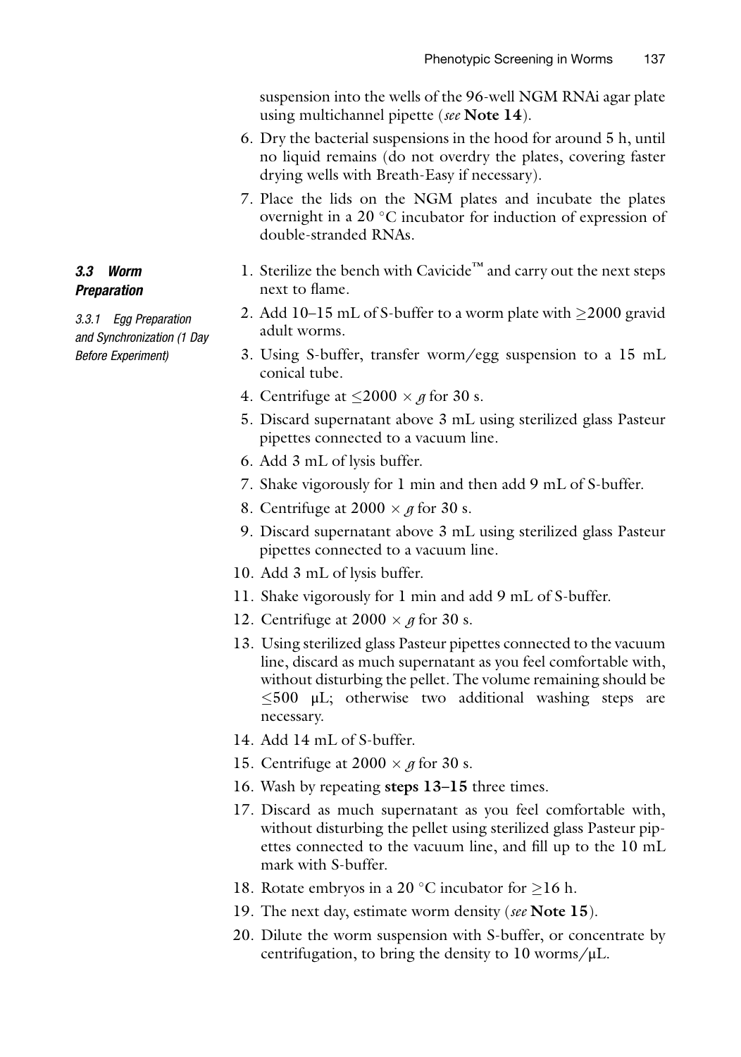suspension into the wells of the 96-well NGM RNAi agar plate using multichannel pipette (*see* **Note 14**).

6. Dry the bacterial suspensions in the hood for around 5 h, until no liquid remains (do not overdry the plates, covering faster drying wells with Breath-Easy if necessary).
7. Place the lids on the NGM plates and incubate the plates overnight in a 20 °C incubator for induction of expression of double-stranded RNAs.

## 3.3 Worm Preparation

### 3.3.1 Egg Preparation and Synchronization (1 Day Before Experiment)

1. Sterilize the bench with Cavicide™ and carry out the next steps next to flame.
2. Add 10–15 mL of S-buffer to a worm plate with ≥2000 gravid adult worms.
3. Using S-buffer, transfer worm/egg suspension to a 15 mL conical tube.
4. Centrifuge at ≤2000 × *g* for 30 s.
5. Discard supernatant above 3 mL using sterilized glass Pasteur pipettes connected to a vacuum line.
6. Add 3 mL of lysis buffer.
7. Shake vigorously for 1 min and then add 9 mL of S-buffer.
8. Centrifuge at 2000 × *g* for 30 s.
9. Discard supernatant above 3 mL using sterilized glass Pasteur pipettes connected to a vacuum line.
10. Add 3 mL of lysis buffer.
11. Shake vigorously for 1 min and add 9 mL of S-buffer.
12. Centrifuge at 2000 × *g* for 30 s.
13. Using sterilized glass Pasteur pipettes connected to the vacuum line, discard as much supernatant as you feel comfortable with, without disturbing the pellet. The volume remaining should be ≤500 μL; otherwise two additional washing steps are necessary.
14. Add 14 mL of S-buffer.
15. Centrifuge at 2000 × *g* for 30 s.
16. Wash by repeating **steps 13–15** three times.
17. Discard as much supernatant as you feel comfortable with, without disturbing the pellet using sterilized glass Pasteur pipettes connected to the vacuum line, and fill up to the 10 mL mark with S-buffer.
18. Rotate embryos in a 20 °C incubator for ≥16 h.
19. The next day, estimate worm density (*see* **Note 15**).
20. Dilute the worm suspension with S-buffer, or concentrate by centrifugation, to bring the density to 10 worms/μL.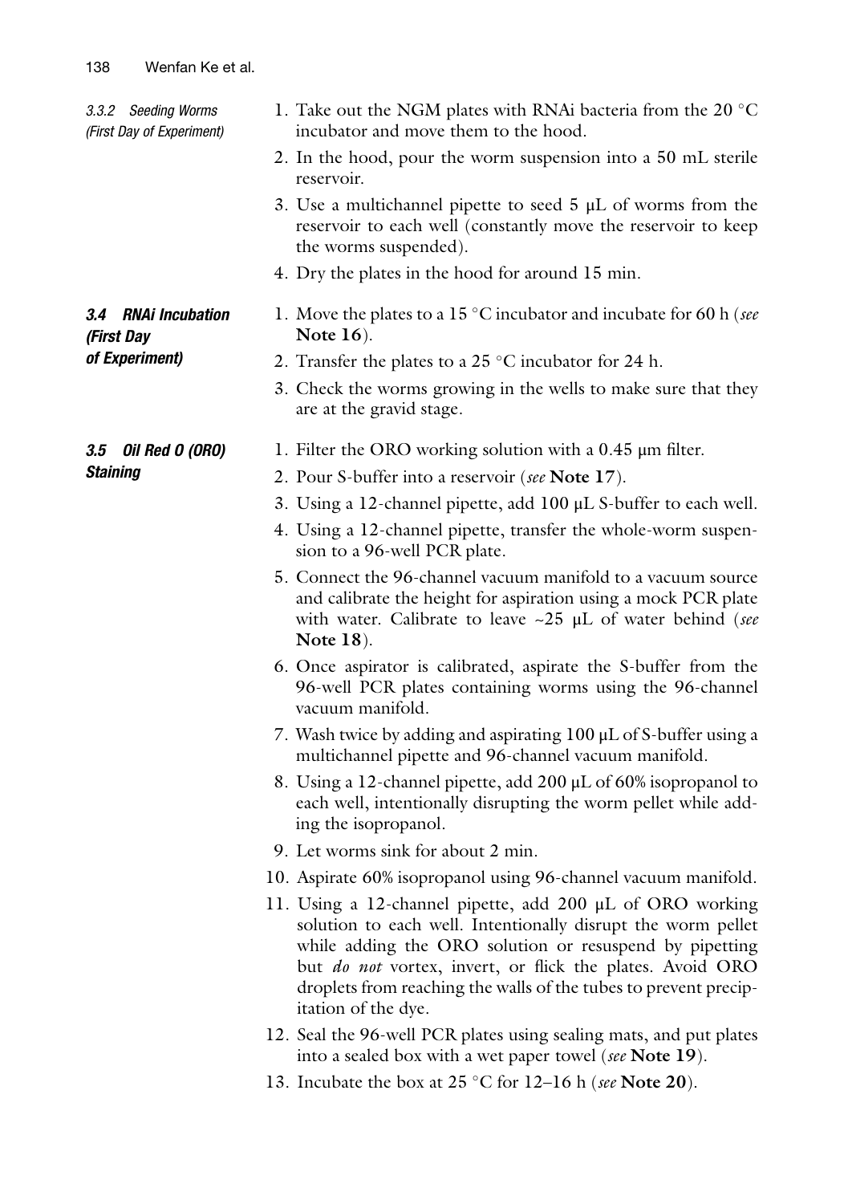#### 3.3.2 Seeding Worms (First Day of Experiment)

1. Take out the NGM plates with RNAi bacteria from the 20 °C incubator and move them to the hood.
2. In the hood, pour the worm suspension into a 50 mL sterile reservoir.
3. Use a multichannel pipette to seed 5 μL of worms from the reservoir to each well (constantly move the reservoir to keep the worms suspended).
4. Dry the plates in the hood for around 15 min.

### 3.4 RNAi Incubation (First Day of Experiment)

1. Move the plates to a 15 °C incubator and incubate for 60 h (*see* **Note 16**).
2. Transfer the plates to a 25 °C incubator for 24 h.
3. Check the worms growing in the wells to make sure that they are at the gravid stage.

### 3.5 Oil Red O (ORO) Staining

1. Filter the ORO working solution with a 0.45 μm filter.
2. Pour S-buffer into a reservoir (*see* **Note 17**).
3. Using a 12-channel pipette, add 100 μL S-buffer to each well.
4. Using a 12-channel pipette, transfer the whole-worm suspension to a 96-well PCR plate.
5. Connect the 96-channel vacuum manifold to a vacuum source and calibrate the height for aspiration using a mock PCR plate with water. Calibrate to leave ~25 μL of water behind (*see* **Note 18**).
6. Once aspirator is calibrated, aspirate the S-buffer from the 96-well PCR plates containing worms using the 96-channel vacuum manifold.
7. Wash twice by adding and aspirating 100 μL of S-buffer using a multichannel pipette and 96-channel vacuum manifold.
8. Using a 12-channel pipette, add 200 μL of 60% isopropanol to each well, intentionally disrupting the worm pellet while adding the isopropanol.
9. Let worms sink for about 2 min.
10. Aspirate 60% isopropanol using 96-channel vacuum manifold.
11. Using a 12-channel pipette, add 200 μL of ORO working solution to each well. Intentionally disrupt the worm pellet while adding the ORO solution or resuspend by pipetting but *do not* vortex, invert, or flick the plates. Avoid ORO droplets from reaching the walls of the tubes to prevent precipitation of the dye.
12. Seal the 96-well PCR plates using sealing mats, and put plates into a sealed box with a wet paper towel (*see* **Note 19**).
13. Incubate the box at 25 °C for 12–16 h (*see* **Note 20**).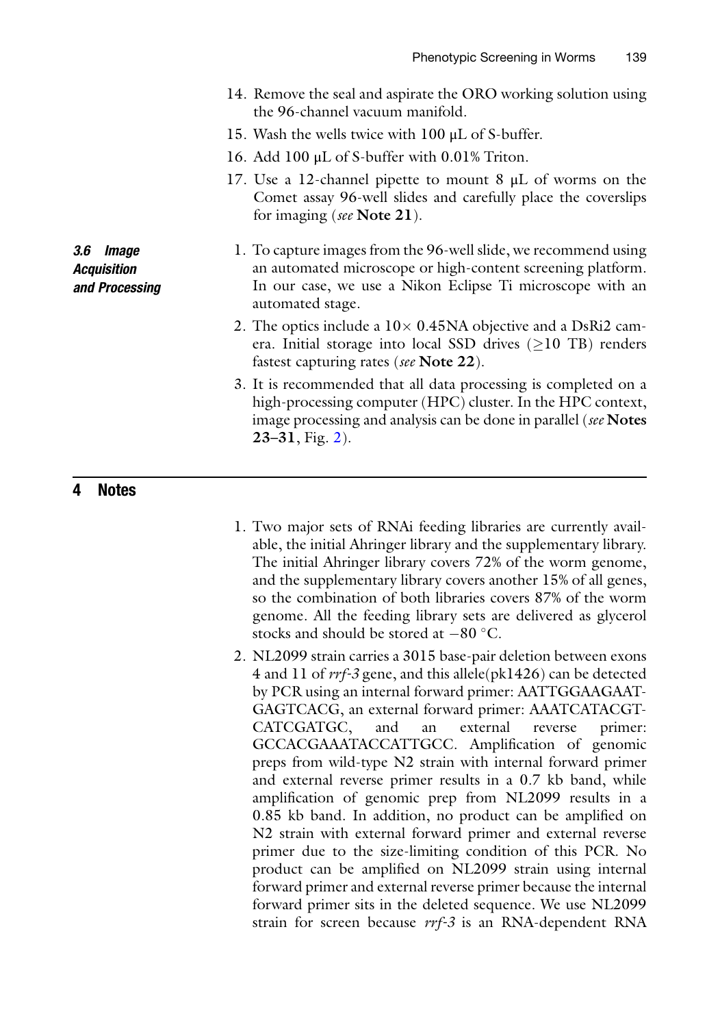14. Remove the seal and aspirate the ORO working solution using the 96-channel vacuum manifold.
15. Wash the wells twice with 100 μL of S-buffer.
16. Add 100 μL of S-buffer with 0.01% Triton.
17. Use a 12-channel pipette to mount 8 μL of worms on the Comet assay 96-well slides and carefully place the coverslips for imaging (*see* **Note 21**).

### *3.6 Image Acquisition and Processing*

1. To capture images from the 96-well slide, we recommend using an automated microscope or high-content screening platform. In our case, we use a Nikon Eclipse Ti microscope with an automated stage.
2. The optics include a $10\times$ 0.45NA objective and a DsRi2 camera. Initial storage into local SSD drives ($\geq$10 TB) renders fastest capturing rates (*see* **Note 22**).
3. It is recommended that all data processing is completed on a high-processing computer (HPC) cluster. In the HPC context, image processing and analysis can be done in parallel (*see* **Notes 23–31**, Fig. 2).

## 4 Notes

1. Two major sets of RNAi feeding libraries are currently available, the initial Ahringer library and the supplementary library. The initial Ahringer library covers 72% of the worm genome, and the supplementary library covers another 15% of all genes, so the combination of both libraries covers 87% of the worm genome. All the feeding library sets are delivered as glycerol stocks and should be stored at −80 °C.
2. NL2099 strain carries a 3015 base-pair deletion between exons 4 and 11 of *rrf-3* gene, and this allele(pk1426) can be detected by PCR using an internal forward primer: AATTGGAAGAATGAGTCACG, an external forward primer: AAATCATACGTCATCGATGC, and an external reverse primer: GCCACGAAATACCATTGCC. Amplification of genomic preps from wild-type N2 strain with internal forward primer and external reverse primer results in a 0.7 kb band, while amplification of genomic prep from NL2099 results in a 0.85 kb band. In addition, no product can be amplified on N2 strain with external forward primer and external reverse primer due to the size-limiting condition of this PCR. No product can be amplified on NL2099 strain using internal forward primer and external reverse primer because the internal forward primer sits in the deleted sequence. We use NL2099 strain for screen because *rrf-3* is an RNA-dependent RNA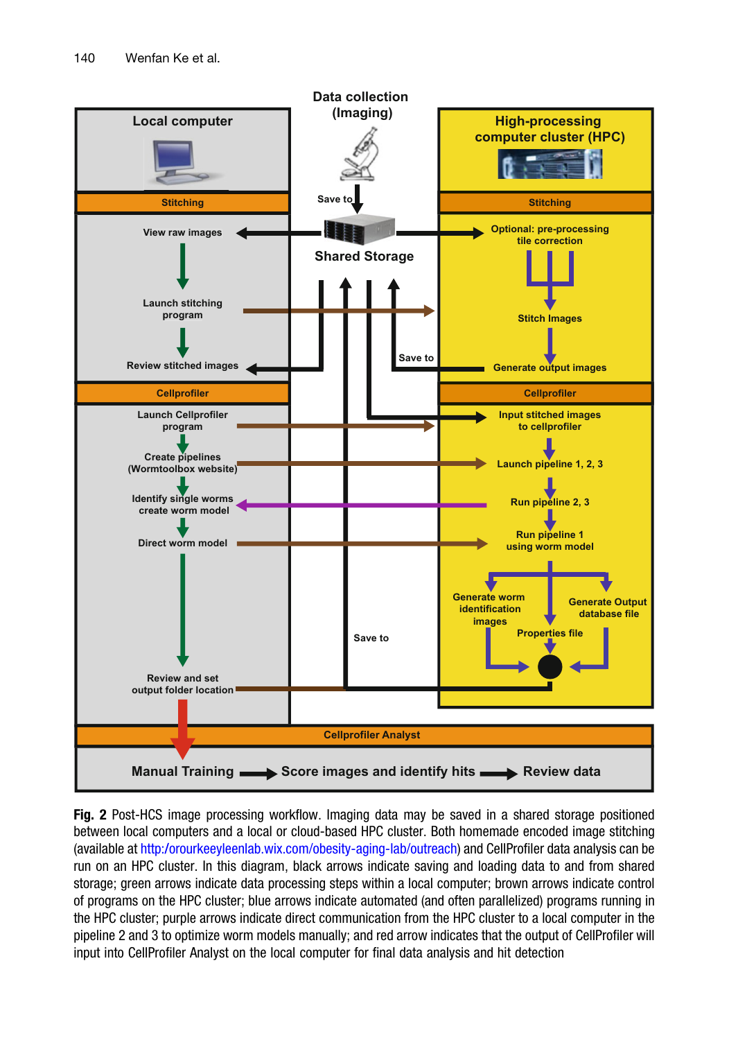**Fig. 2** Post-HCS image processing workflow. Imaging data may be saved in a shared storage positioned between local computers and a local or cloud-based HPC cluster. Both homemade encoded image stitching (available at http:/orourkeeyleenlab.wix.com/obesity-aging-lab/outreach) and CellProfiler data analysis can be run on an HPC cluster. In this diagram, black arrows indicate saving and loading data to and from shared storage; green arrows indicate data processing steps within a local computer; brown arrows indicate control of programs on the HPC cluster; blue arrows indicate automated (and often parallelized) programs running in the HPC cluster; purple arrows indicate direct communication from the HPC cluster to a local computer in the pipeline 2 and 3 to optimize worm models manually; and red arrow indicates that the output of CellProfiler will input into CellProfiler Analyst on the local computer for final data analysis and hit detection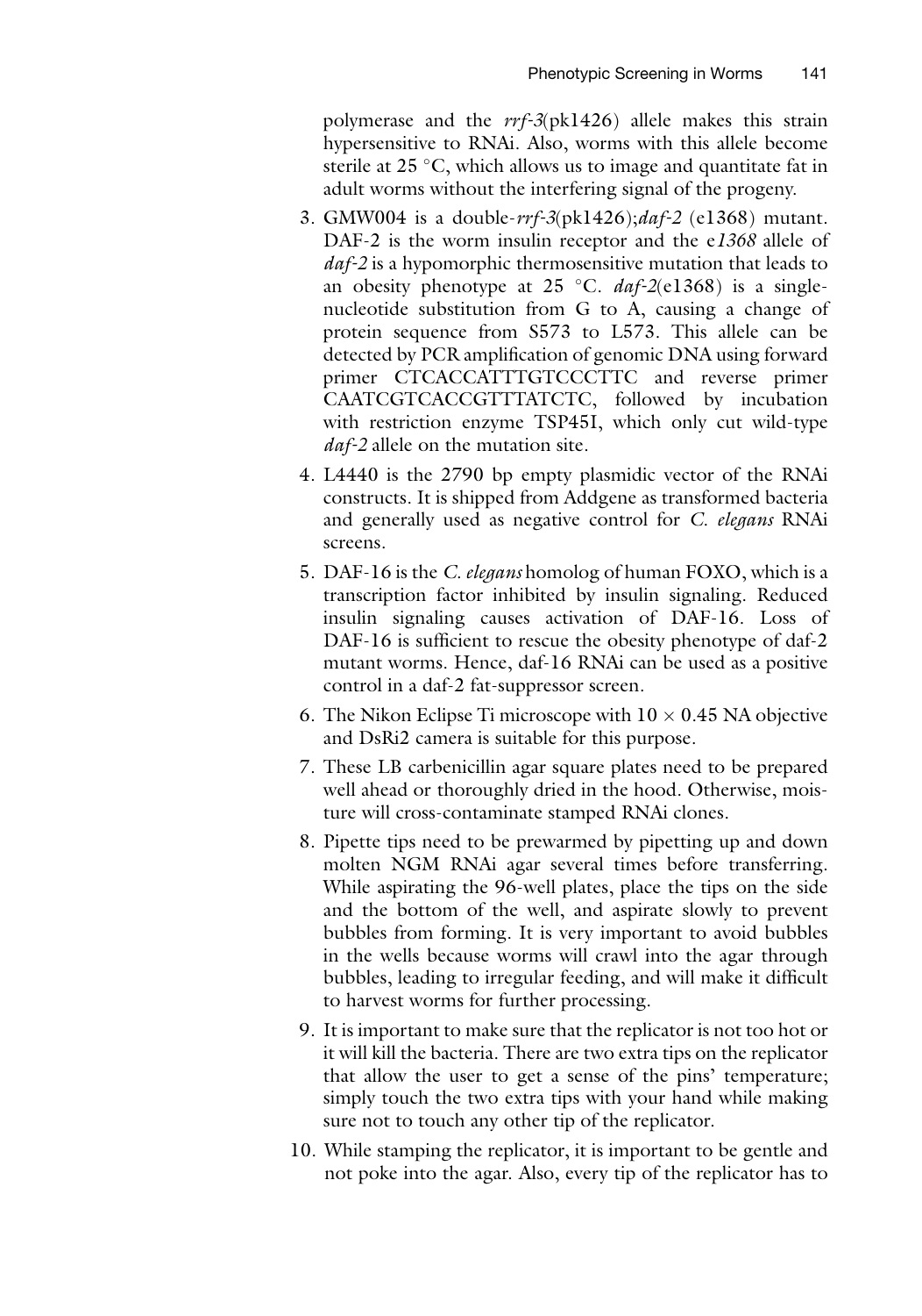polymerase and the *rrf-3*(pk1426) allele makes this strain hypersensitive to RNAi. Also, worms with this allele become sterile at 25 °C, which allows us to image and quantitate fat in adult worms without the interfering signal of the progeny.

3. GMW004 is a double-*rrf-3*(pk1426);*daf-2* (e1368) mutant. DAF-2 is the worm insulin receptor and the e*1368* allele of *daf-2* is a hypomorphic thermosensitive mutation that leads to an obesity phenotype at 25 °C. *daf-2*(e1368) is a single-nucleotide substitution from G to A, causing a change of protein sequence from S573 to L573. This allele can be detected by PCR amplification of genomic DNA using forward primer CTCACCATTTGTCCCTTC and reverse primer CAATCGTCACCGTTTATCTC, followed by incubation with restriction enzyme TSP45I, which only cut wild-type *daf-2* allele on the mutation site.
4. L4440 is the 2790 bp empty plasmidic vector of the RNAi constructs. It is shipped from Addgene as transformed bacteria and generally used as negative control for *C. elegans* RNAi screens.
5. DAF-16 is the *C. elegans* homolog of human FOXO, which is a transcription factor inhibited by insulin signaling. Reduced insulin signaling causes activation of DAF-16. Loss of DAF-16 is sufficient to rescue the obesity phenotype of daf-2 mutant worms. Hence, daf-16 RNAi can be used as a positive control in a daf-2 fat-suppressor screen.
6. The Nikon Eclipse Ti microscope with $10 \times 0.45$ NA objective and DsRi2 camera is suitable for this purpose.
7. These LB carbenicillin agar square plates need to be prepared well ahead or thoroughly dried in the hood. Otherwise, moisture will cross-contaminate stamped RNAi clones.
8. Pipette tips need to be prewarmed by pipetting up and down molten NGM RNAi agar several times before transferring. While aspirating the 96-well plates, place the tips on the side and the bottom of the well, and aspirate slowly to prevent bubbles from forming. It is very important to avoid bubbles in the wells because worms will crawl into the agar through bubbles, leading to irregular feeding, and will make it difficult to harvest worms for further processing.
9. It is important to make sure that the replicator is not too hot or it will kill the bacteria. There are two extra tips on the replicator that allow the user to get a sense of the pins' temperature; simply touch the two extra tips with your hand while making sure not to touch any other tip of the replicator.
10. While stamping the replicator, it is important to be gentle and not poke into the agar. Also, every tip of the replicator has to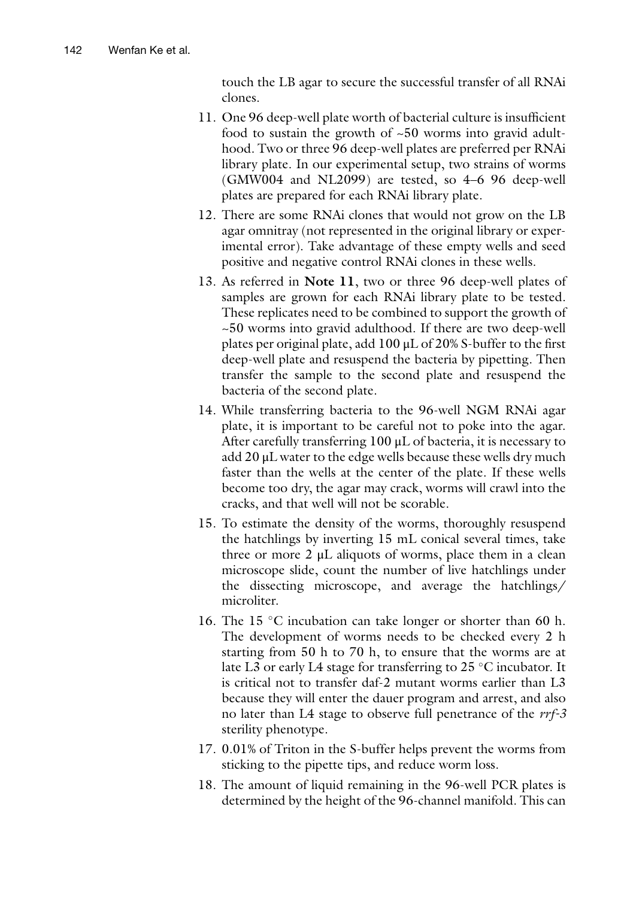touch the LB agar to secure the successful transfer of all RNAi clones.

11. One 96 deep-well plate worth of bacterial culture is insufficient food to sustain the growth of ~50 worms into gravid adulthood. Two or three 96 deep-well plates are preferred per RNAi library plate. In our experimental setup, two strains of worms (GMW004 and NL2099) are tested, so 4–6 96 deep-well plates are prepared for each RNAi library plate.
12. There are some RNAi clones that would not grow on the LB agar omnitray (not represented in the original library or experimental error). Take advantage of these empty wells and seed positive and negative control RNAi clones in these wells.
13. As referred in **Note 11**, two or three 96 deep-well plates of samples are grown for each RNAi library plate to be tested. These replicates need to be combined to support the growth of ~50 worms into gravid adulthood. If there are two deep-well plates per original plate, add 100 μL of 20% S-buffer to the first deep-well plate and resuspend the bacteria by pipetting. Then transfer the sample to the second plate and resuspend the bacteria of the second plate.
14. While transferring bacteria to the 96-well NGM RNAi agar plate, it is important to be careful not to poke into the agar. After carefully transferring 100 μL of bacteria, it is necessary to add 20 μL water to the edge wells because these wells dry much faster than the wells at the center of the plate. If these wells become too dry, the agar may crack, worms will crawl into the cracks, and that well will not be scorable.
15. To estimate the density of the worms, thoroughly resuspend the hatchlings by inverting 15 mL conical several times, take three or more 2 μL aliquots of worms, place them in a clean microscope slide, count the number of live hatchlings under the dissecting microscope, and average the hatchlings/microliter.
16. The 15 °C incubation can take longer or shorter than 60 h. The development of worms needs to be checked every 2 h starting from 50 h to 70 h, to ensure that the worms are at late L3 or early L4 stage for transferring to 25 °C incubator. It is critical not to transfer daf-2 mutant worms earlier than L3 because they will enter the dauer program and arrest, and also no later than L4 stage to observe full penetrance of the *rrf-3* sterility phenotype.
17. 0.01% of Triton in the S-buffer helps prevent the worms from sticking to the pipette tips, and reduce worm loss.
18. The amount of liquid remaining in the 96-well PCR plates is determined by the height of the 96-channel manifold. This can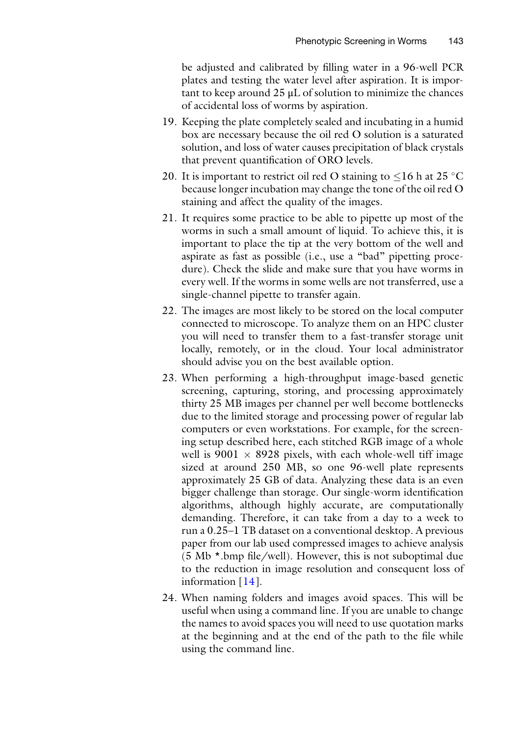be adjusted and calibrated by filling water in a 96-well PCR plates and testing the water level after aspiration. It is important to keep around 25 μL of solution to minimize the chances of accidental loss of worms by aspiration.

19. Keeping the plate completely sealed and incubating in a humid box are necessary because the oil red O solution is a saturated solution, and loss of water causes precipitation of black crystals that prevent quantification of ORO levels.
20. It is important to restrict oil red O staining to ≤16 h at 25 °C because longer incubation may change the tone of the oil red O staining and affect the quality of the images.
21. It requires some practice to be able to pipette up most of the worms in such a small amount of liquid. To achieve this, it is important to place the tip at the very bottom of the well and aspirate as fast as possible (i.e., use a "bad" pipetting procedure). Check the slide and make sure that you have worms in every well. If the worms in some wells are not transferred, use a single-channel pipette to transfer again.
22. The images are most likely to be stored on the local computer connected to microscope. To analyze them on an HPC cluster you will need to transfer them to a fast-transfer storage unit locally, remotely, or in the cloud. Your local administrator should advise you on the best available option.
23. When performing a high-throughput image-based genetic screening, capturing, storing, and processing approximately thirty 25 MB images per channel per well become bottlenecks due to the limited storage and processing power of regular lab computers or even workstations. For example, for the screening setup described here, each stitched RGB image of a whole well is $9001 \times 8928$ pixels, with each whole-well tiff image sized at around 250 MB, so one 96-well plate represents approximately 25 GB of data. Analyzing these data is an even bigger challenge than storage. Our single-worm identification algorithms, although highly accurate, are computationally demanding. Therefore, it can take from a day to a week to run a 0.25–1 TB dataset on a conventional desktop. A previous paper from our lab used compressed images to achieve analysis (5 Mb *.bmp file/well). However, this is not suboptimal due to the reduction in image resolution and consequent loss of information [14].
24. When naming folders and images avoid spaces. This will be useful when using a command line. If you are unable to change the names to avoid spaces you will need to use quotation marks at the beginning and at the end of the path to the file while using the command line.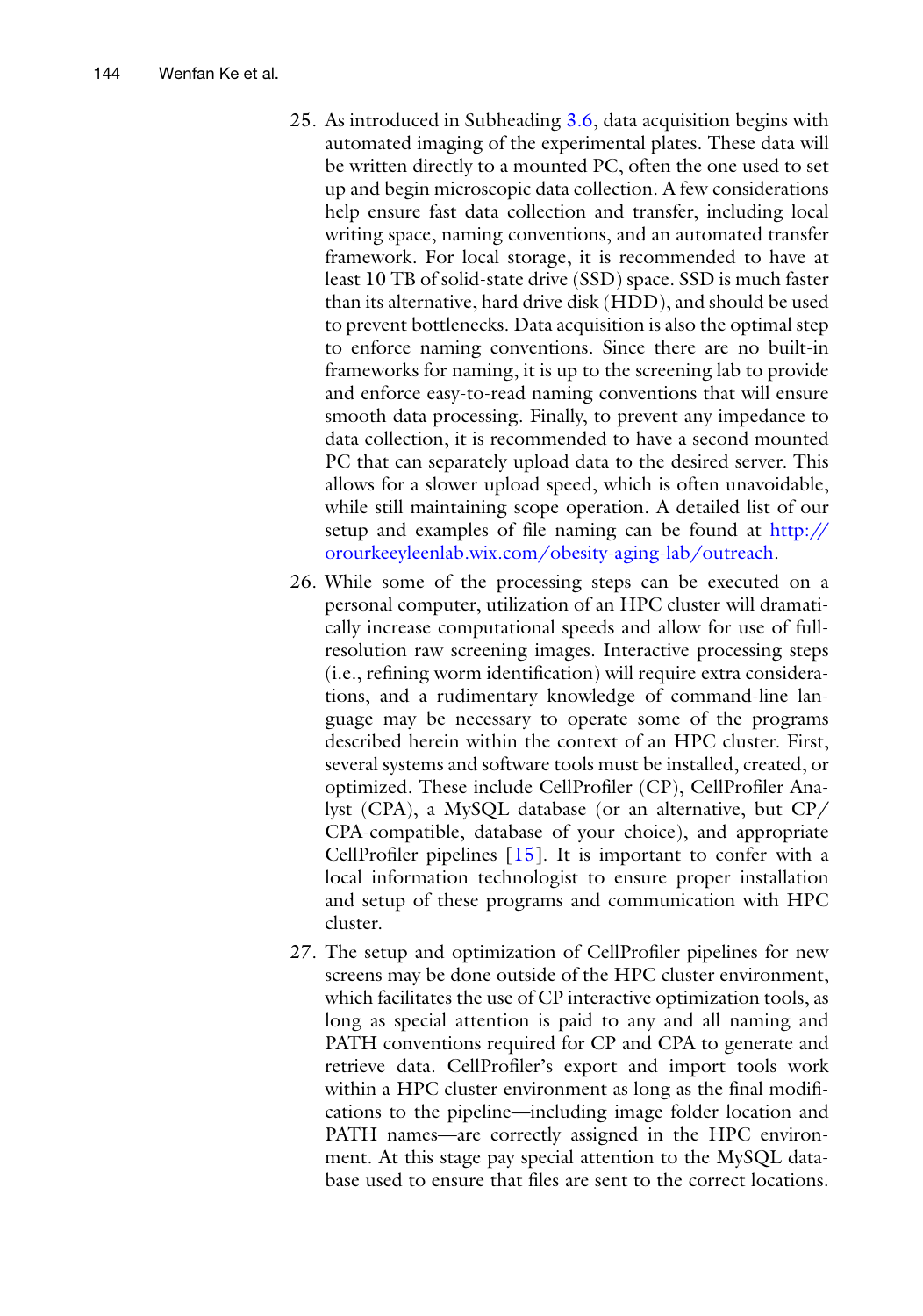25. As introduced in Subheading 3.6, data acquisition begins with automated imaging of the experimental plates. These data will be written directly to a mounted PC, often the one used to set up and begin microscopic data collection. A few considerations help ensure fast data collection and transfer, including local writing space, naming conventions, and an automated transfer framework. For local storage, it is recommended to have at least 10 TB of solid-state drive (SSD) space. SSD is much faster than its alternative, hard drive disk (HDD), and should be used to prevent bottlenecks. Data acquisition is also the optimal step to enforce naming conventions. Since there are no built-in frameworks for naming, it is up to the screening lab to provide and enforce easy-to-read naming conventions that will ensure smooth data processing. Finally, to prevent any impedance to data collection, it is recommended to have a second mounted PC that can separately upload data to the desired server. This allows for a slower upload speed, which is often unavoidable, while still maintaining scope operation. A detailed list of our setup and examples of file naming can be found at http://orourkeeyleenlab.wix.com/obesity-aging-lab/outreach.

26. While some of the processing steps can be executed on a personal computer, utilization of an HPC cluster will dramatically increase computational speeds and allow for use of full-resolution raw screening images. Interactive processing steps (i.e., refining worm identification) will require extra considerations, and a rudimentary knowledge of command-line language may be necessary to operate some of the programs described herein within the context of an HPC cluster. First, several systems and software tools must be installed, created, or optimized. These include CellProfiler (CP), CellProfiler Analyst (CPA), a MySQL database (or an alternative, but CP/CPA-compatible, database of your choice), and appropriate CellProfiler pipelines [15]. It is important to confer with a local information technologist to ensure proper installation and setup of these programs and communication with HPC cluster.

27. The setup and optimization of CellProfiler pipelines for new screens may be done outside of the HPC cluster environment, which facilitates the use of CP interactive optimization tools, as long as special attention is paid to any and all naming and PATH conventions required for CP and CPA to generate and retrieve data. CellProfiler's export and import tools work within a HPC cluster environment as long as the final modifications to the pipeline—including image folder location and PATH names—are correctly assigned in the HPC environment. At this stage pay special attention to the MySQL database used to ensure that files are sent to the correct locations.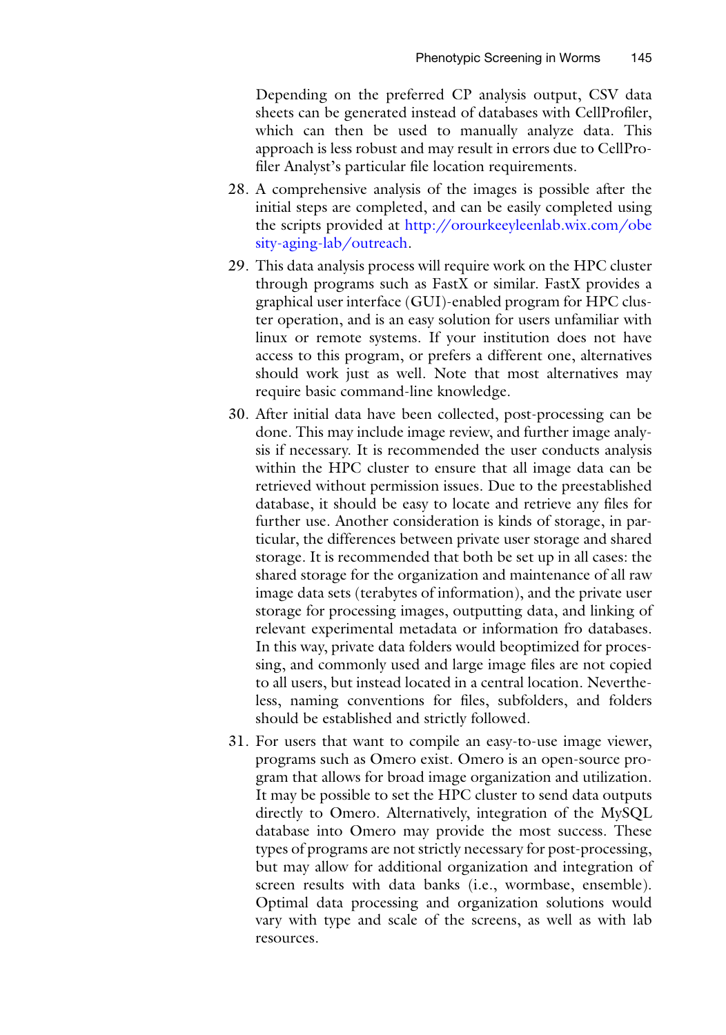Depending on the preferred CP analysis output, CSV data sheets can be generated instead of databases with CellProfiler, which can then be used to manually analyze data. This approach is less robust and may result in errors due to CellProfiler Analyst's particular file location requirements.

28. A comprehensive analysis of the images is possible after the initial steps are completed, and can be easily completed using the scripts provided at http://orourkeeyleenlab.wix.com/obesity-aging-lab/outreach.

29. This data analysis process will require work on the HPC cluster through programs such as FastX or similar. FastX provides a graphical user interface (GUI)-enabled program for HPC cluster operation, and is an easy solution for users unfamiliar with linux or remote systems. If your institution does not have access to this program, or prefers a different one, alternatives should work just as well. Note that most alternatives may require basic command-line knowledge.

30. After initial data have been collected, post-processing can be done. This may include image review, and further image analysis if necessary. It is recommended the user conducts analysis within the HPC cluster to ensure that all image data can be retrieved without permission issues. Due to the preestablished database, it should be easy to locate and retrieve any files for further use. Another consideration is kinds of storage, in particular, the differences between private user storage and shared storage. It is recommended that both be set up in all cases: the shared storage for the organization and maintenance of all raw image data sets (terabytes of information), and the private user storage for processing images, outputting data, and linking of relevant experimental metadata or information fro databases. In this way, private data folders would beoptimized for processing, and commonly used and large image files are not copied to all users, but instead located in a central location. Nevertheless, naming conventions for files, subfolders, and folders should be established and strictly followed.

31. For users that want to compile an easy-to-use image viewer, programs such as Omero exist. Omero is an open-source program that allows for broad image organization and utilization. It may be possible to set the HPC cluster to send data outputs directly to Omero. Alternatively, integration of the MySQL database into Omero may provide the most success. These types of programs are not strictly necessary for post-processing, but may allow for additional organization and integration of screen results with data banks (i.e., wormbase, ensemble). Optimal data processing and organization solutions would vary with type and scale of the screens, as well as with lab resources.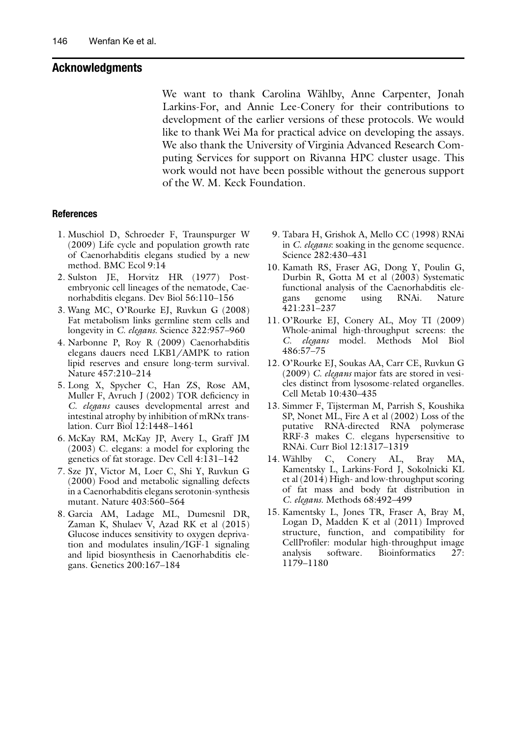## Acknowledgments

We want to thank Carolina Wählby, Anne Carpenter, Jonah Larkins-For, and Annie Lee-Conery for their contributions to development of the earlier versions of these protocols. We would like to thank Wei Ma for practical advice on developing the assays. We also thank the University of Virginia Advanced Research Computing Services for support on Rivanna HPC cluster usage. This work would not have been possible without the generous support of the W. M. Keck Foundation.

### References

1. Muschiol D, Schroeder F, Traunspurger W (2009) Life cycle and population growth rate of Caenorhabditis elegans studied by a new method. BMC Ecol 9:14
2. Sulston JE, Horvitz HR (1977) Post-embryonic cell lineages of the nematode, Caenorhabditis elegans. Dev Biol 56:110–156
3. Wang MC, O'Rourke EJ, Ruvkun G (2008) Fat metabolism links germline stem cells and longevity in *C. elegans*. Science 322:957–960
4. Narbonne P, Roy R (2009) Caenorhabditis elegans dauers need LKB1/AMPK to ration lipid reserves and ensure long-term survival. Nature 457:210–214
5. Long X, Spycher C, Han ZS, Rose AM, Muller F, Avruch J (2002) TOR deficiency in *C. elegans* causes developmental arrest and intestinal atrophy by inhibition of mRNx translation. Curr Biol 12:1448–1461
6. McKay RM, McKay JP, Avery L, Graff JM (2003) C. elegans: a model for exploring the genetics of fat storage. Dev Cell 4:131–142
7. Sze JY, Victor M, Loer C, Shi Y, Ruvkun G (2000) Food and metabolic signalling defects in a Caenorhabditis elegans serotonin-synthesis mutant. Nature 403:560–564
8. Garcia AM, Ladage ML, Dumesnil DR, Zaman K, Shulaev V, Azad RK et al (2015) Glucose induces sensitivity to oxygen deprivation and modulates insulin/IGF-1 signaling and lipid biosynthesis in Caenorhabditis elegans. Genetics 200:167–184
9. Tabara H, Grishok A, Mello CC (1998) RNAi in *C. elegans*: soaking in the genome sequence. Science 282:430–431
10. Kamath RS, Fraser AG, Dong Y, Poulin G, Durbin R, Gotta M et al (2003) Systematic functional analysis of the Caenorhabditis elegans genome using RNAi. Nature 421:231–237
11. O'Rourke EJ, Conery AL, Moy TI (2009) Whole-animal high-throughput screens: the *C. elegans* model. Methods Mol Biol 486:57–75
12. O'Rourke EJ, Soukas AA, Carr CE, Ruvkun G (2009) *C. elegans* major fats are stored in vesicles distinct from lysosome-related organelles. Cell Metab 10:430–435
13. Simmer F, Tijsterman M, Parrish S, Koushika SP, Nonet ML, Fire A et al (2002) Loss of the putative RNA-directed RNA polymerase RRF-3 makes C. elegans hypersensitive to RNAi. Curr Biol 12:1317–1319
14. Wählby C, Conery AL, Bray MA, Kamentsky L, Larkins-Ford J, Sokolnicki KL et al (2014) High- and low-throughput scoring of fat mass and body fat distribution in *C. elegans*. Methods 68:492–499
15. Kamentsky L, Jones TR, Fraser A, Bray M, Logan D, Madden K et al (2011) Improved structure, function, and compatibility for CellProfiler: modular high-throughput image analysis software. Bioinformatics 27: 1179–1180